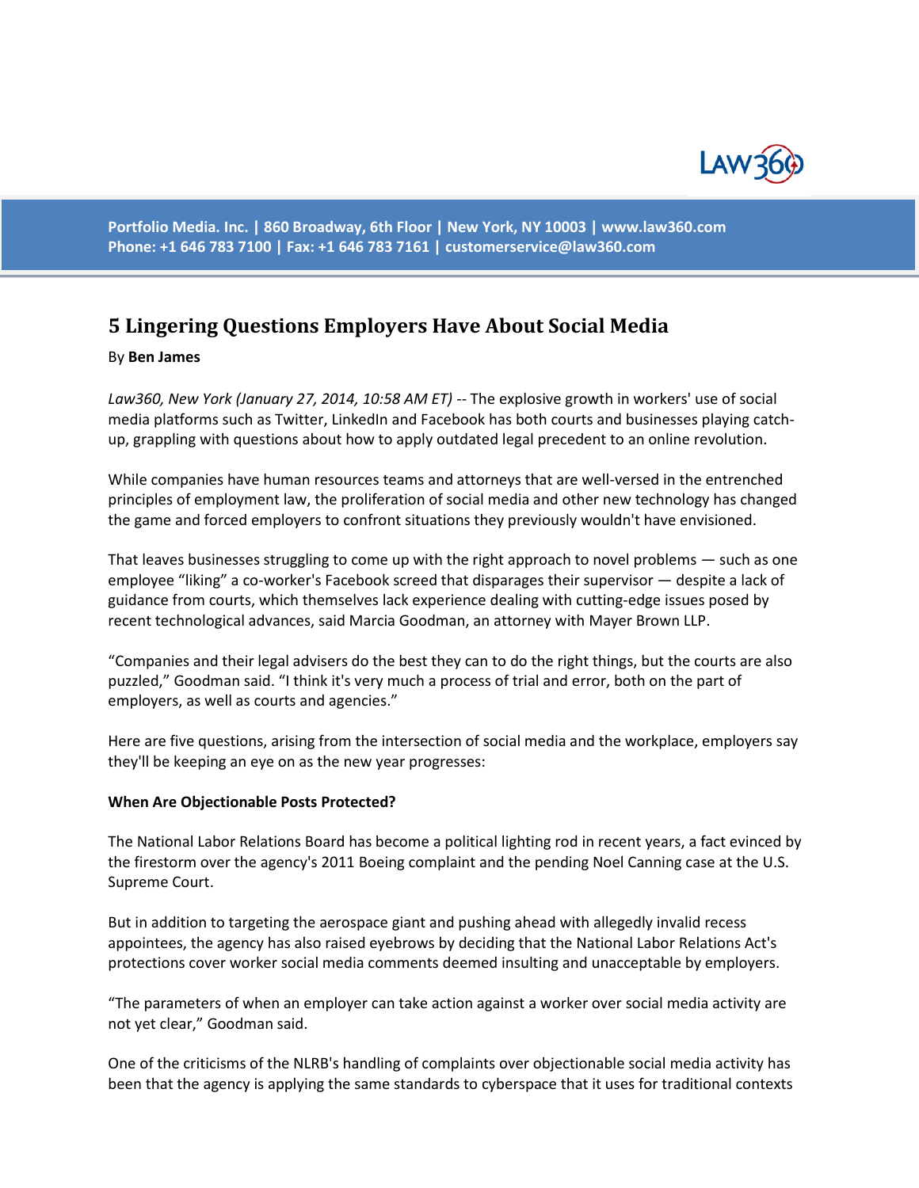Portfolio Media. Inc. | 860 Broadway, 6th Floor | New York, NY 10003 | www.law360.com
Phone: +1 646 783 7100 | Fax: +1 646 783 7161 | customerservice@law360.com

# 5 Lingering Questions Employers Have About Social Media

By **Ben James**

*Law360, New York (January 27, 2014, 10:58 AM ET)* -- The explosive growth in workers' use of social media platforms such as Twitter, LinkedIn and Facebook has both courts and businesses playing catch-up, grappling with questions about how to apply outdated legal precedent to an online revolution.

While companies have human resources teams and attorneys that are well-versed in the entrenched principles of employment law, the proliferation of social media and other new technology has changed the game and forced employers to confront situations they previously wouldn't have envisioned.

That leaves businesses struggling to come up with the right approach to novel problems — such as one employee "liking" a co-worker's Facebook screed that disparages their supervisor — despite a lack of guidance from courts, which themselves lack experience dealing with cutting-edge issues posed by recent technological advances, said Marcia Goodman, an attorney with Mayer Brown LLP.

"Companies and their legal advisers do the best they can to do the right things, but the courts are also puzzled," Goodman said. "I think it's very much a process of trial and error, both on the part of employers, as well as courts and agencies."

Here are five questions, arising from the intersection of social media and the workplace, employers say they'll be keeping an eye on as the new year progresses:

**When Are Objectionable Posts Protected?**

The National Labor Relations Board has become a political lighting rod in recent years, a fact evinced by the firestorm over the agency's 2011 Boeing complaint and the pending Noel Canning case at the U.S. Supreme Court.

But in addition to targeting the aerospace giant and pushing ahead with allegedly invalid recess appointees, the agency has also raised eyebrows by deciding that the National Labor Relations Act's protections cover worker social media comments deemed insulting and unacceptable by employers.

"The parameters of when an employer can take action against a worker over social media activity are not yet clear," Goodman said.

One of the criticisms of the NLRB's handling of complaints over objectionable social media activity has been that the agency is applying the same standards to cyberspace that it uses for traditional contexts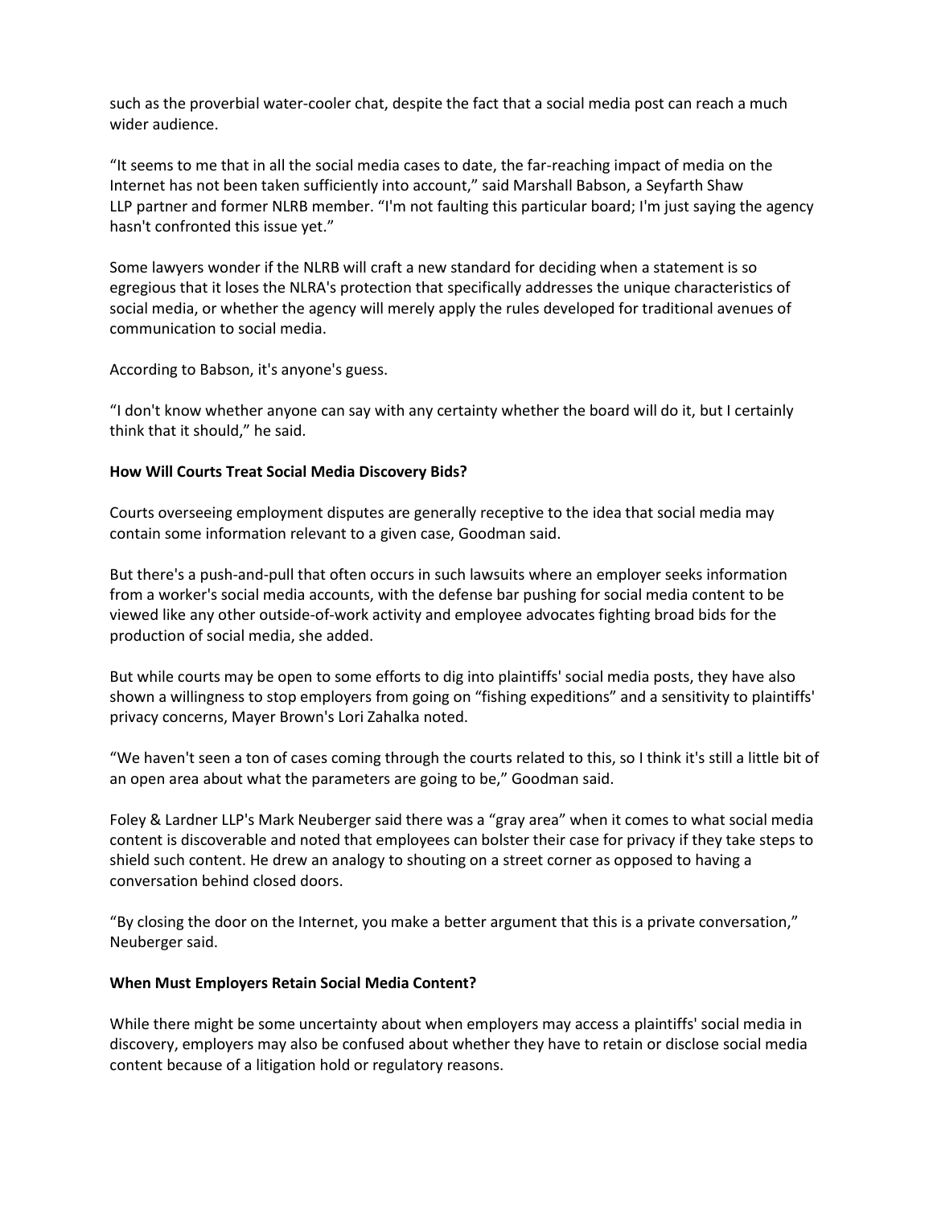such as the proverbial water-cooler chat, despite the fact that a social media post can reach a much wider audience.

“It seems to me that in all the social media cases to date, the far-reaching impact of media on the Internet has not been taken sufficiently into account,” said Marshall Babson, a Seyfarth Shaw LLP partner and former NLRB member. “I'm not faulting this particular board; I'm just saying the agency hasn't confronted this issue yet.”

Some lawyers wonder if the NLRB will craft a new standard for deciding when a statement is so egregious that it loses the NLRA's protection that specifically addresses the unique characteristics of social media, or whether the agency will merely apply the rules developed for traditional avenues of communication to social media.

According to Babson, it's anyone's guess.

“I don't know whether anyone can say with any certainty whether the board will do it, but I certainly think that it should,” he said.

**How Will Courts Treat Social Media Discovery Bids?**

Courts overseeing employment disputes are generally receptive to the idea that social media may contain some information relevant to a given case, Goodman said.

But there's a push-and-pull that often occurs in such lawsuits where an employer seeks information from a worker's social media accounts, with the defense bar pushing for social media content to be viewed like any other outside-of-work activity and employee advocates fighting broad bids for the production of social media, she added.

But while courts may be open to some efforts to dig into plaintiffs' social media posts, they have also shown a willingness to stop employers from going on “fishing expeditions” and a sensitivity to plaintiffs' privacy concerns, Mayer Brown's Lori Zahalka noted.

“We haven't seen a ton of cases coming through the courts related to this, so I think it's still a little bit of an open area about what the parameters are going to be,” Goodman said.

Foley & Lardner LLP's Mark Neuberger said there was a “gray area” when it comes to what social media content is discoverable and noted that employees can bolster their case for privacy if they take steps to shield such content. He drew an analogy to shouting on a street corner as opposed to having a conversation behind closed doors.

“By closing the door on the Internet, you make a better argument that this is a private conversation,” Neuberger said.

**When Must Employers Retain Social Media Content?**

While there might be some uncertainty about when employers may access a plaintiffs' social media in discovery, employers may also be confused about whether they have to retain or disclose social media content because of a litigation hold or regulatory reasons.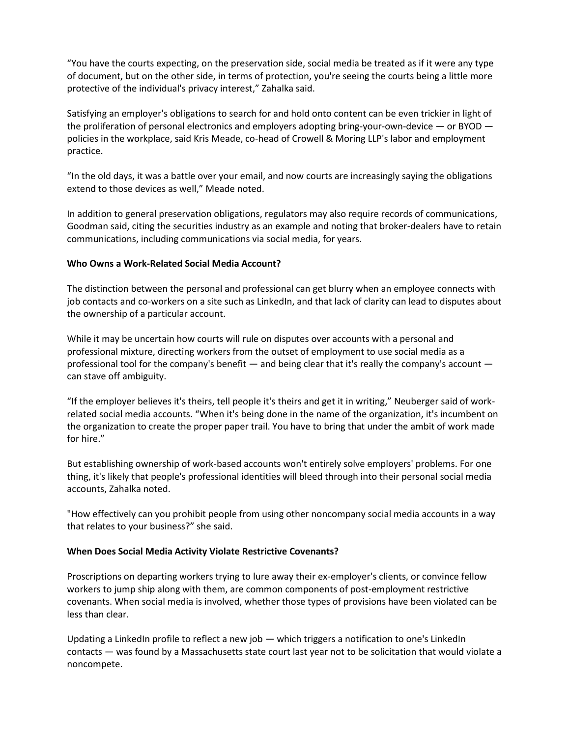"You have the courts expecting, on the preservation side, social media be treated as if it were any type of document, but on the other side, in terms of protection, you're seeing the courts being a little more protective of the individual's privacy interest," Zahalka said.

Satisfying an employer's obligations to search for and hold onto content can be even trickier in light of the proliferation of personal electronics and employers adopting bring-your-own-device — or BYOD — policies in the workplace, said Kris Meade, co-head of Crowell & Moring LLP's labor and employment practice.

"In the old days, it was a battle over your email, and now courts are increasingly saying the obligations extend to those devices as well," Meade noted.

In addition to general preservation obligations, regulators may also require records of communications, Goodman said, citing the securities industry as an example and noting that broker-dealers have to retain communications, including communications via social media, for years.

**Who Owns a Work-Related Social Media Account?**

The distinction between the personal and professional can get blurry when an employee connects with job contacts and co-workers on a site such as LinkedIn, and that lack of clarity can lead to disputes about the ownership of a particular account.

While it may be uncertain how courts will rule on disputes over accounts with a personal and professional mixture, directing workers from the outset of employment to use social media as a professional tool for the company's benefit — and being clear that it's really the company's account — can stave off ambiguity.

"If the employer believes it's theirs, tell people it's theirs and get it in writing," Neuberger said of work-related social media accounts. "When it's being done in the name of the organization, it's incumbent on the organization to create the proper paper trail. You have to bring that under the ambit of work made for hire."

But establishing ownership of work-based accounts won't entirely solve employers' problems. For one thing, it's likely that people's professional identities will bleed through into their personal social media accounts, Zahalka noted.

"How effectively can you prohibit people from using other noncompany social media accounts in a way that relates to your business?" she said.

**When Does Social Media Activity Violate Restrictive Covenants?**

Proscriptions on departing workers trying to lure away their ex-employer's clients, or convince fellow workers to jump ship along with them, are common components of post-employment restrictive covenants. When social media is involved, whether those types of provisions have been violated can be less than clear.

Updating a LinkedIn profile to reflect a new job — which triggers a notification to one's LinkedIn contacts — was found by a Massachusetts state court last year not to be solicitation that would violate a noncompete.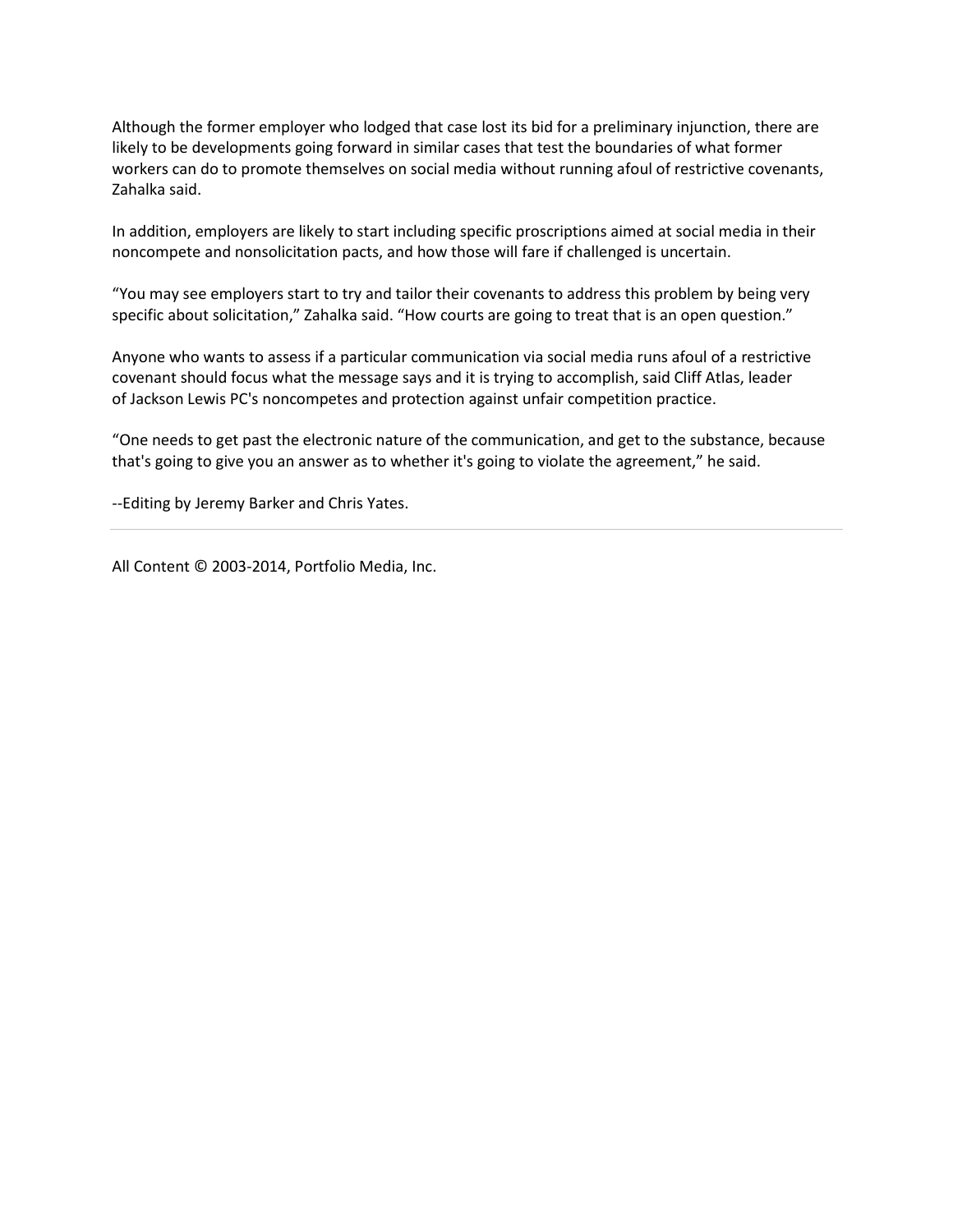Although the former employer who lodged that case lost its bid for a preliminary injunction, there are likely to be developments going forward in similar cases that test the boundaries of what former workers can do to promote themselves on social media without running afoul of restrictive covenants, Zahalka said.

In addition, employers are likely to start including specific proscriptions aimed at social media in their noncompete and nonsolicitation pacts, and how those will fare if challenged is uncertain.

“You may see employers start to try and tailor their covenants to address this problem by being very specific about solicitation,” Zahalka said. “How courts are going to treat that is an open question.”

Anyone who wants to assess if a particular communication via social media runs afoul of a restrictive covenant should focus what the message says and it is trying to accomplish, said Cliff Atlas, leader of Jackson Lewis PC's noncompetes and protection against unfair competition practice.

“One needs to get past the electronic nature of the communication, and get to the substance, because that's going to give you an answer as to whether it's going to violate the agreement,” he said.

--Editing by Jeremy Barker and Chris Yates.

---

All Content © 2003-2014, Portfolio Media, Inc.